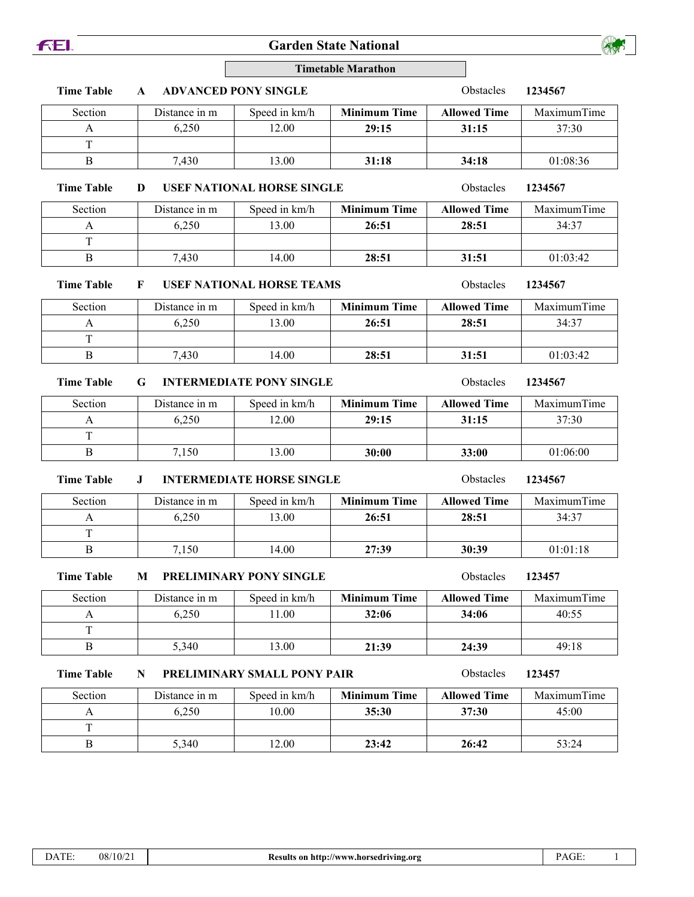# Garden State National

## Timetable Marathon

**Time Table A ADVANCED PONY SINGLE** Obstacles **1234567**

| Section | Distance in m | Speed in km/h | **Minimum Time** | **Allowed Time** | MaximumTime |
|---|---|---|---|---|---|
| A | 6,250 | 12.00 | **29:15** | **31:15** | 37:30 |
| T | | | | | |
| B | 7,430 | 13.00 | **31:18** | **34:18** | 01:08:36 |

**Time Table D USEF NATIONAL HORSE SINGLE** Obstacles **1234567**

| Section | Distance in m | Speed in km/h | **Minimum Time** | **Allowed Time** | MaximumTime |
|---|---|---|---|---|---|
| A | 6,250 | 13.00 | **26:51** | **28:51** | 34:37 |
| T | | | | | |
| B | 7,430 | 14.00 | **28:51** | **31:51** | 01:03:42 |

**Time Table F USEF NATIONAL HORSE TEAMS** Obstacles **1234567**

| Section | Distance in m | Speed in km/h | **Minimum Time** | **Allowed Time** | MaximumTime |
|---|---|---|---|---|---|
| A | 6,250 | 13.00 | **26:51** | **28:51** | 34:37 |
| T | | | | | |
| B | 7,430 | 14.00 | **28:51** | **31:51** | 01:03:42 |

**Time Table G INTERMEDIATE PONY SINGLE** Obstacles **1234567**

| Section | Distance in m | Speed in km/h | **Minimum Time** | **Allowed Time** | MaximumTime |
|---|---|---|---|---|---|
| A | 6,250 | 12.00 | **29:15** | **31:15** | 37:30 |
| T | | | | | |
| B | 7,150 | 13.00 | **30:00** | **33:00** | 01:06:00 |

**Time Table J INTERMEDIATE HORSE SINGLE** Obstacles **1234567**

| Section | Distance in m | Speed in km/h | **Minimum Time** | **Allowed Time** | MaximumTime |
|---|---|---|---|---|---|
| A | 6,250 | 13.00 | **26:51** | **28:51** | 34:37 |
| T | | | | | |
| B | 7,150 | 14.00 | **27:39** | **30:39** | 01:01:18 |

**Time Table M PRELIMINARY PONY SINGLE** Obstacles **123457**

| Section | Distance in m | Speed in km/h | **Minimum Time** | **Allowed Time** | MaximumTime |
|---|---|---|---|---|---|
| A | 6,250 | 11.00 | **32:06** | **34:06** | 40:55 |
| T | | | | | |
| B | 5,340 | 13.00 | **21:39** | **24:39** | 49:18 |

**Time Table N PRELIMINARY SMALL PONY PAIR** Obstacles **123457**

| Section | Distance in m | Speed in km/h | **Minimum Time** | **Allowed Time** | MaximumTime |
|---|---|---|---|---|---|
| A | 6,250 | 10.00 | **35:30** | **37:30** | 45:00 |
| T | | | | | |
| B | 5,340 | 12.00 | **23:42** | **26:42** | 53:24 |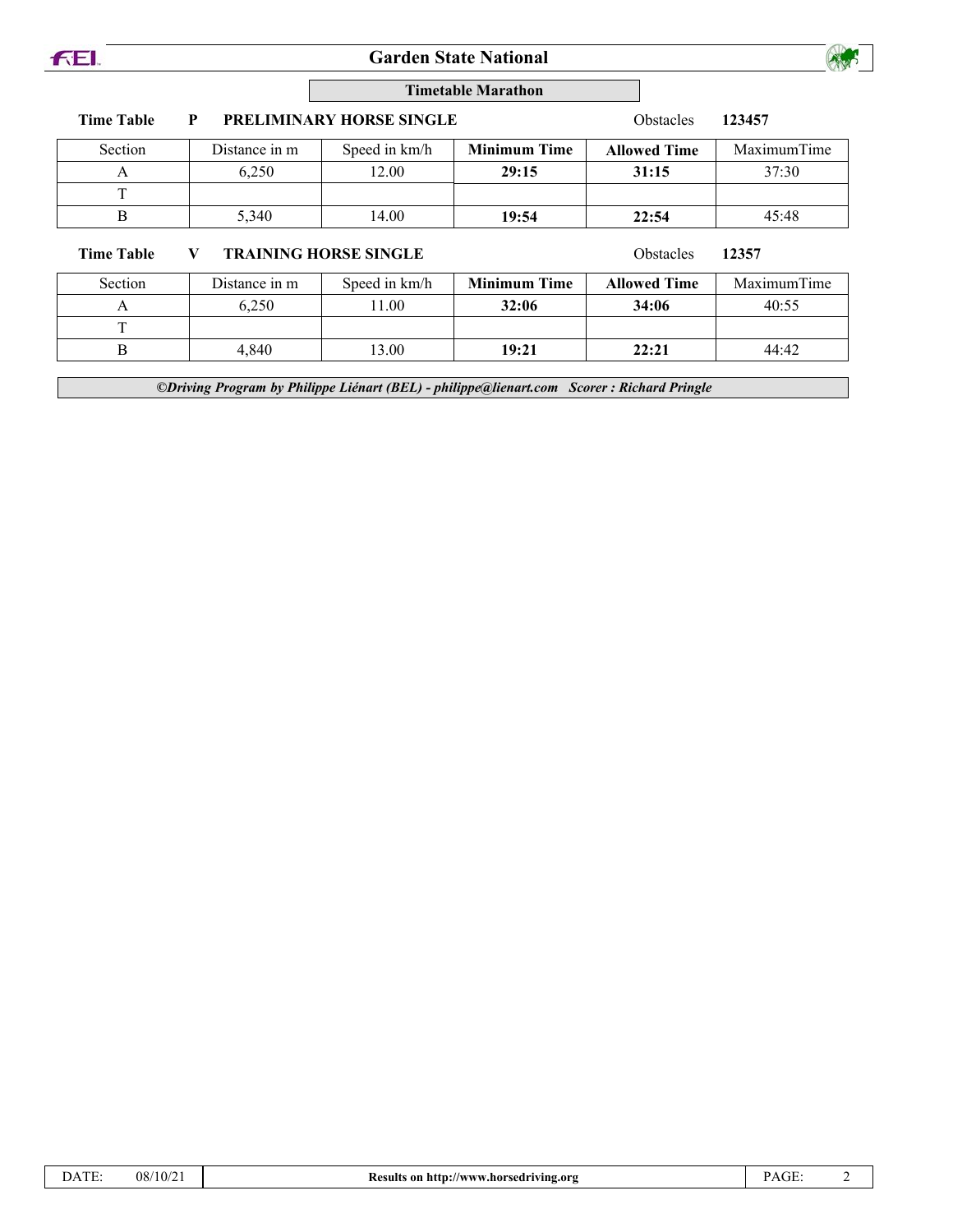# Garden State National

## Timetable Marathon

**Time Table** **P** **PRELIMINARY HORSE SINGLE** Obstacles **123457**

| Section | Distance in m | Speed in km/h | **Minimum Time** | **Allowed Time** | MaximumTime |
|---|---|---|---|---|---|
| A | 6,250 | 12.00 | **29:15** | **31:15** | 37:30 |
| T | | | | | |
| B | 5,340 | 14.00 | **19:54** | **22:54** | 45:48 |

**Time Table** **V** **TRAINING HORSE SINGLE** Obstacles **12357**

| Section | Distance in m | Speed in km/h | **Minimum Time** | **Allowed Time** | MaximumTime |
|---|---|---|---|---|---|
| A | 6,250 | 11.00 | **32:06** | **34:06** | 40:55 |
| T | | | | | |
| B | 4,840 | 13.00 | **19:21** | **22:21** | 44:42 |

***©Driving Program by Philippe Liénart (BEL) - philippe@lienart.com Scorer : Richard Pringle***

DATE: 08/10/21 **Results on http://www.horsedriving.org**